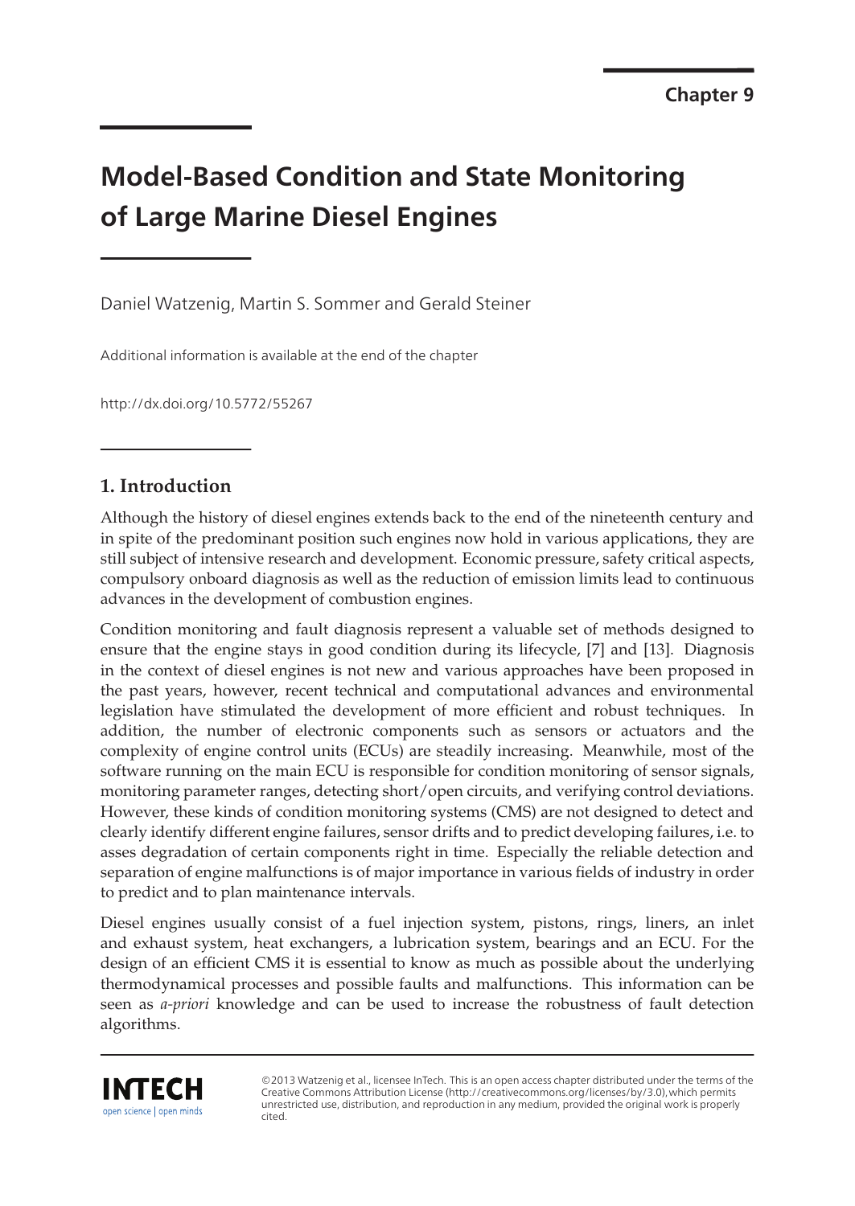Chapter 9

# Model-Based Condition and State Monitoring of Large Marine Diesel Engines

Daniel Watzenig, Martin S. Sommer and Gerald Steiner

Additional information is available at the end of the chapter

http://dx.doi.org/10.5772/55267

## 1. Introduction

Although the history of diesel engines extends back to the end of the nineteenth century and in spite of the predominant position such engines now hold in various applications, they are still subject of intensive research and development. Economic pressure, safety critical aspects, compulsory onboard diagnosis as well as the reduction of emission limits lead to continuous advances in the development of combustion engines.

Condition monitoring and fault diagnosis represent a valuable set of methods designed to ensure that the engine stays in good condition during its lifecycle, [7] and [13]. Diagnosis in the context of diesel engines is not new and various approaches have been proposed in the past years, however, recent technical and computational advances and environmental legislation have stimulated the development of more efficient and robust techniques. In addition, the number of electronic components such as sensors or actuators and the complexity of engine control units (ECUs) are steadily increasing. Meanwhile, most of the software running on the main ECU is responsible for condition monitoring of sensor signals, monitoring parameter ranges, detecting short/open circuits, and verifying control deviations. However, these kinds of condition monitoring systems (CMS) are not designed to detect and clearly identify different engine failures, sensor drifts and to predict developing failures, i.e. to asses degradation of certain components right in time. Especially the reliable detection and separation of engine malfunctions is of major importance in various fields of industry in order to predict and to plan maintenance intervals.

Diesel engines usually consist of a fuel injection system, pistons, rings, liners, an inlet and exhaust system, heat exchangers, a lubrication system, bearings and an ECU. For the design of an efficient CMS it is essential to know as much as possible about the underlying thermodynamical processes and possible faults and malfunctions. This information can be seen as *a-priori* knowledge and can be used to increase the robustness of fault detection algorithms.

©2013 Watzenig et al., licensee InTech. This is an open access chapter distributed under the terms of the Creative Commons Attribution License (http://creativecommons.org/licenses/by/3.0), which permits unrestricted use, distribution, and reproduction in any medium, provided the original work is properly cited.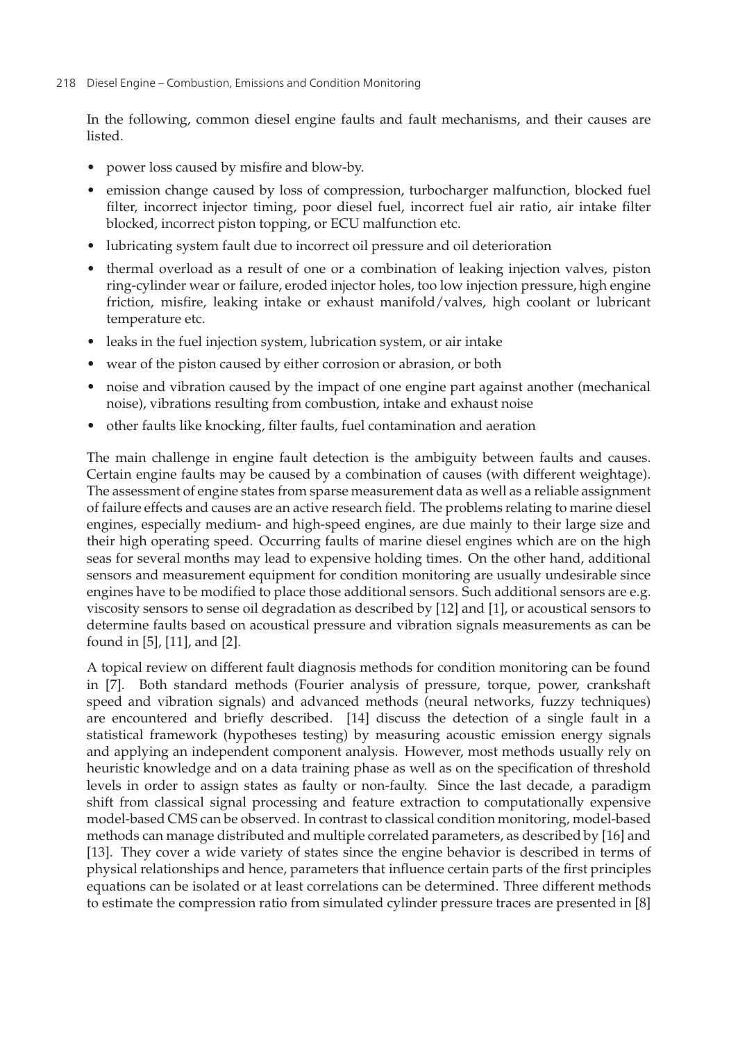In the following, common diesel engine faults and fault mechanisms, and their causes are listed.

- power loss caused by misfire and blow-by.
- emission change caused by loss of compression, turbocharger malfunction, blocked fuel filter, incorrect injector timing, poor diesel fuel, incorrect fuel air ratio, air intake filter blocked, incorrect piston topping, or ECU malfunction etc.
- lubricating system fault due to incorrect oil pressure and oil deterioration
- thermal overload as a result of one or a combination of leaking injection valves, piston ring-cylinder wear or failure, eroded injector holes, too low injection pressure, high engine friction, misfire, leaking intake or exhaust manifold/valves, high coolant or lubricant temperature etc.
- leaks in the fuel injection system, lubrication system, or air intake
- wear of the piston caused by either corrosion or abrasion, or both
- noise and vibration caused by the impact of one engine part against another (mechanical noise), vibrations resulting from combustion, intake and exhaust noise
- other faults like knocking, filter faults, fuel contamination and aeration

The main challenge in engine fault detection is the ambiguity between faults and causes. Certain engine faults may be caused by a combination of causes (with different weightage). The assessment of engine states from sparse measurement data as well as a reliable assignment of failure effects and causes are an active research field. The problems relating to marine diesel engines, especially medium- and high-speed engines, are due mainly to their large size and their high operating speed. Occurring faults of marine diesel engines which are on the high seas for several months may lead to expensive holding times. On the other hand, additional sensors and measurement equipment for condition monitoring are usually undesirable since engines have to be modified to place those additional sensors. Such additional sensors are e.g. viscosity sensors to sense oil degradation as described by [12] and [1], or acoustical sensors to determine faults based on acoustical pressure and vibration signals measurements as can be found in [5], [11], and [2].

A topical review on different fault diagnosis methods for condition monitoring can be found in [7]. Both standard methods (Fourier analysis of pressure, torque, power, crankshaft speed and vibration signals) and advanced methods (neural networks, fuzzy techniques) are encountered and briefly described. [14] discuss the detection of a single fault in a statistical framework (hypotheses testing) by measuring acoustic emission energy signals and applying an independent component analysis. However, most methods usually rely on heuristic knowledge and on a data training phase as well as on the specification of threshold levels in order to assign states as faulty or non-faulty. Since the last decade, a paradigm shift from classical signal processing and feature extraction to computationally expensive model-based CMS can be observed. In contrast to classical condition monitoring, model-based methods can manage distributed and multiple correlated parameters, as described by [16] and [13]. They cover a wide variety of states since the engine behavior is described in terms of physical relationships and hence, parameters that influence certain parts of the first principles equations can be isolated or at least correlations can be determined. Three different methods to estimate the compression ratio from simulated cylinder pressure traces are presented in [8]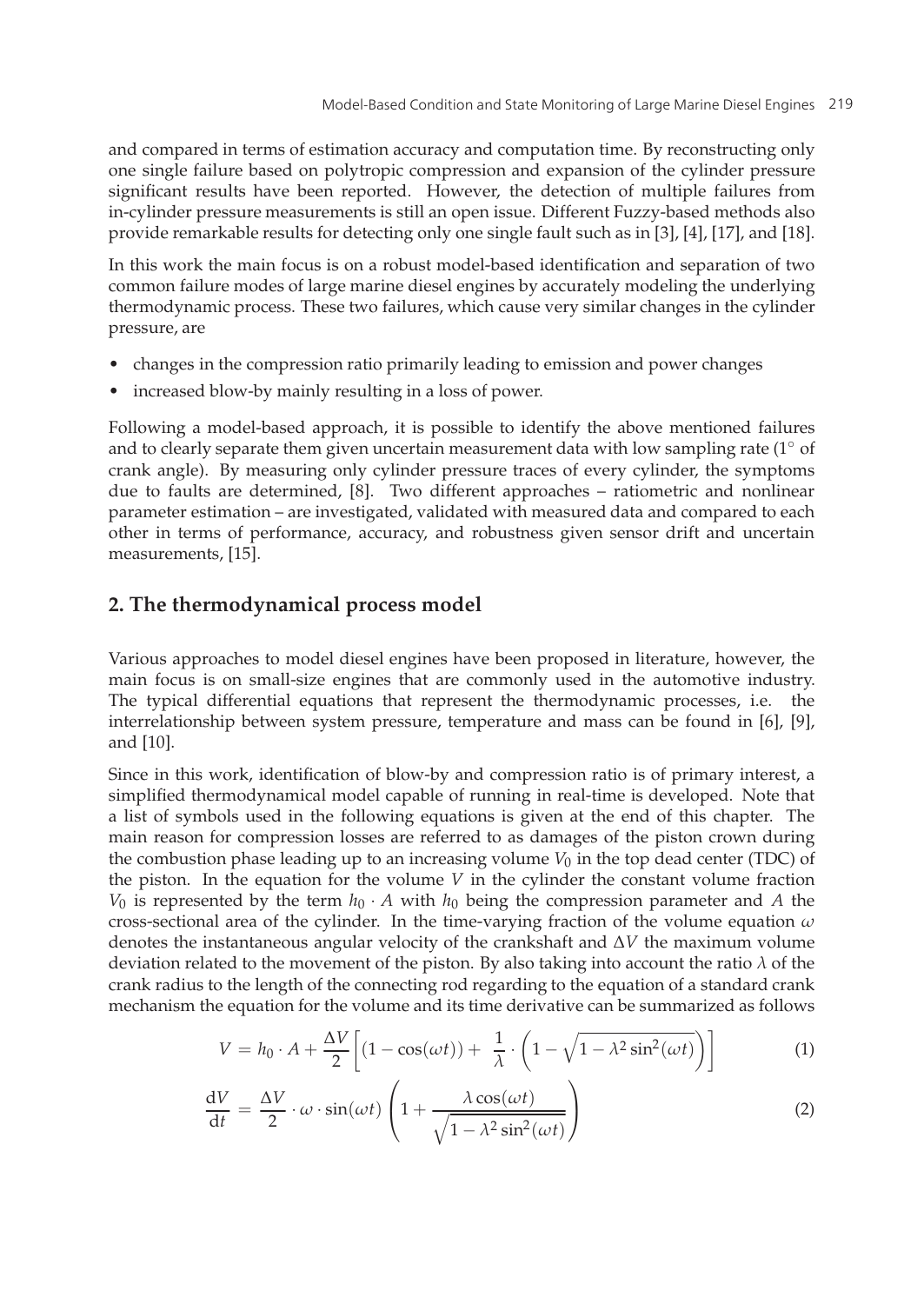and compared in terms of estimation accuracy and computation time. By reconstructing only one single failure based on polytropic compression and expansion of the cylinder pressure significant results have been reported. However, the detection of multiple failures from in-cylinder pressure measurements is still an open issue. Different Fuzzy-based methods also provide remarkable results for detecting only one single fault such as in [3], [4], [17], and [18].

In this work the main focus is on a robust model-based identification and separation of two common failure modes of large marine diesel engines by accurately modeling the underlying thermodynamic process. These two failures, which cause very similar changes in the cylinder pressure, are

- changes in the compression ratio primarily leading to emission and power changes
- increased blow-by mainly resulting in a loss of power.

Following a model-based approach, it is possible to identify the above mentioned failures and to clearly separate them given uncertain measurement data with low sampling rate ($1^\circ$ of crank angle). By measuring only cylinder pressure traces of every cylinder, the symptoms due to faults are determined, [8]. Two different approaches – ratiometric and nonlinear parameter estimation – are investigated, validated with measured data and compared to each other in terms of performance, accuracy, and robustness given sensor drift and uncertain measurements, [15].

## 2. The thermodynamical process model

Various approaches to model diesel engines have been proposed in literature, however, the main focus is on small-size engines that are commonly used in the automotive industry. The typical differential equations that represent the thermodynamic processes, i.e. the interrelationship between system pressure, temperature and mass can be found in [6], [9], and [10].

Since in this work, identification of blow-by and compression ratio is of primary interest, a simplified thermodynamical model capable of running in real-time is developed. Note that a list of symbols used in the following equations is given at the end of this chapter. The main reason for compression losses are referred to as damages of the piston crown during the combustion phase leading up to an increasing volume $V_0$ in the top dead center (TDC) of the piston. In the equation for the volume $V$ in the cylinder the constant volume fraction $V_0$ is represented by the term $h_0 \cdot A$ with $h_0$ being the compression parameter and $A$ the cross-sectional area of the cylinder. In the time-varying fraction of the volume equation $\omega$ denotes the instantaneous angular velocity of the crankshaft and $\Delta V$ the maximum volume deviation related to the movement of the piston. By also taking into account the ratio $\lambda$ of the crank radius to the length of the connecting rod regarding to the equation of a standard crank mechanism the equation for the volume and its time derivative can be summarized as follows

$$V = h_0 \cdot A + \frac{\Delta V}{2} \left[ (1 - \cos(\omega t)) + \frac{1}{\lambda} \cdot \left( 1 - \sqrt{1 - \lambda^2 \sin^2(\omega t)} \right) \right] \tag{1}$$

$$\frac{\mathrm{d}V}{\mathrm{d}t} = \frac{\Delta V}{2} \cdot \omega \cdot \sin(\omega t) \left( 1 + \frac{\lambda \cos(\omega t)}{\sqrt{1 - \lambda^2 \sin^2(\omega t)}} \right) \tag{2}$$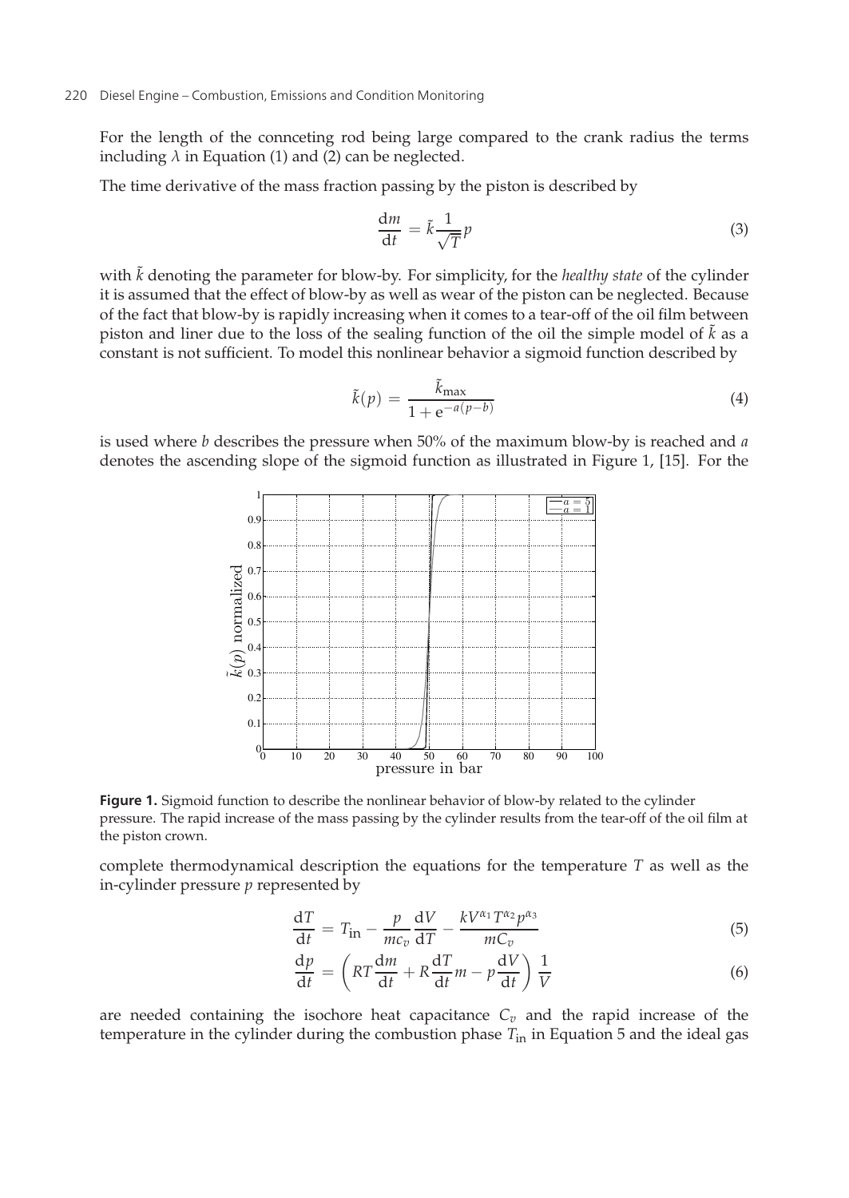For the length of the connceting rod being large compared to the crank radius the terms including $\lambda$ in Equation (1) and (2) can be neglected.

The time derivative of the mass fraction passing by the piston is described by

$$\frac{\mathrm{d}m}{\mathrm{d}t} = \tilde{k}\frac{1}{\sqrt{T}}p \tag{3}$$

with $\tilde{k}$ denoting the parameter for blow-by. For simplicity, for the *healthy state* of the cylinder it is assumed that the effect of blow-by as well as wear of the piston can be neglected. Because of the fact that blow-by is rapidly increasing when it comes to a tear-off of the oil film between piston and liner due to the loss of the sealing function of the oil the simple model of $\tilde{k}$ as a constant is not sufficient. To model this nonlinear behavior a sigmoid function described by

$$\tilde{k}(p) = \frac{\tilde{k}_{\max}}{1 + \mathrm{e}^{-a(p-b)}} \tag{4}$$

is used where $b$ describes the pressure when 50% of the maximum blow-by is reached and $a$ denotes the ascending slope of the sigmoid function as illustrated in Figure 1, [15]. For the complete thermodynamical description the equations for the temperature $T$ as well as the in-cylinder pressure $p$ represented by

**Figure 1.** Sigmoid function to describe the nonlinear behavior of blow-by related to the cylinder pressure. The rapid increase of the mass passing by the cylinder results from the tear-off of the oil film at the piston crown.

$$\frac{\mathrm{d}T}{\mathrm{d}t} = T_{\text{in}} - \frac{p}{mc_v}\frac{\mathrm{d}V}{\mathrm{d}T} - \frac{kV^{\alpha_1}T^{\alpha_2}p^{\alpha_3}}{mC_v} \tag{5}$$

$$\frac{\mathrm{d}p}{\mathrm{d}t} = \left(RT\frac{\mathrm{d}m}{\mathrm{d}t} + R\frac{\mathrm{d}T}{\mathrm{d}t}m - p\frac{\mathrm{d}V}{\mathrm{d}t}\right)\frac{1}{V} \tag{6}$$

are needed containing the isochore heat capacitance $C_v$ and the rapid increase of the temperature in the cylinder during the combustion phase $T_{\text{in}}$ in Equation 5 and the ideal gas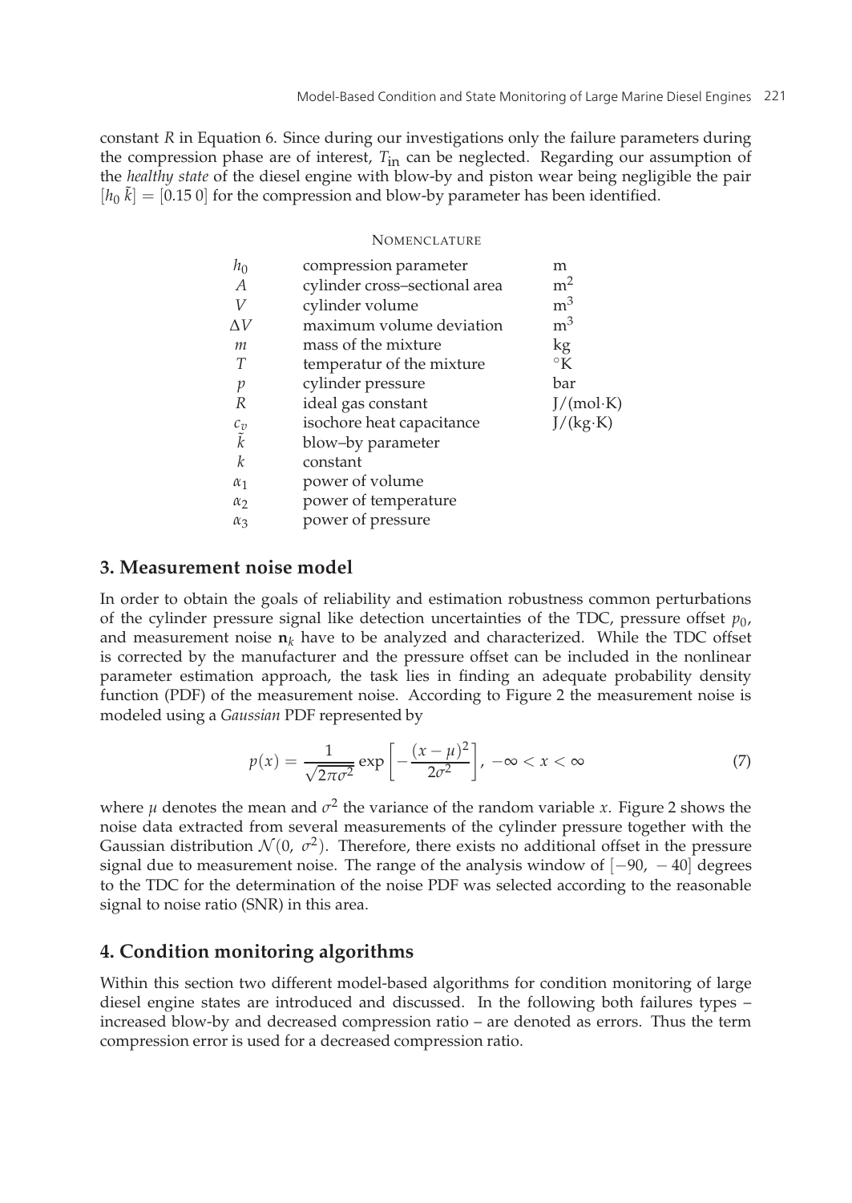constant $R$ in Equation 6. Since during our investigations only the failure parameters during the compression phase are of interest, $T_{\text{in}}$ can be neglected. Regarding our assumption of the *healthy state* of the diesel engine with blow-by and piston wear being negligible the pair $[h_0\ \tilde{k}] = [0.15\ 0]$ for the compression and blow-by parameter has been identified.

NOMENCLATURE

| | | |
|---|---|---|
| $h_0$ | compression parameter | m |
| $A$ | cylinder cross–sectional area | $m^2$ |
| $V$ | cylinder volume | $m^3$ |
| $\Delta V$ | maximum volume deviation | $m^3$ |
| $m$ | mass of the mixture | kg |
| $T$ | temperatur of the mixture | °K |
| $p$ | cylinder pressure | bar |
| $R$ | ideal gas constant | J/(mol·K) |
| $c_v$ | isochore heat capacitance | J/(kg·K) |
| $\tilde{k}$ | blow–by parameter | |
| $k$ | constant | |
| $\alpha_1$ | power of volume | |
| $\alpha_2$ | power of temperature | |
| $\alpha_3$ | power of pressure | |

## 3. Measurement noise model

In order to obtain the goals of reliability and estimation robustness common perturbations of the cylinder pressure signal like detection uncertainties of the TDC, pressure offset $p_0$, and measurement noise $\mathbf{n}_k$ have to be analyzed and characterized. While the TDC offset is corrected by the manufacturer and the pressure offset can be included in the nonlinear parameter estimation approach, the task lies in finding an adequate probability density function (PDF) of the measurement noise. According to Figure 2 the measurement noise is modeled using a *Gaussian* PDF represented by

$$p(x) = \frac{1}{\sqrt{2\pi\sigma^2}} \exp\left[-\frac{(x-\mu)^2}{2\sigma^2}\right],\ -\infty < x < \infty \tag{7}$$

where $\mu$ denotes the mean and $\sigma^2$ the variance of the random variable $x$. Figure 2 shows the noise data extracted from several measurements of the cylinder pressure together with the Gaussian distribution $\mathcal{N}(0,\ \sigma^2)$. Therefore, there exists no additional offset in the pressure signal due to measurement noise. The range of the analysis window of $[-90,\ -40]$ degrees to the TDC for the determination of the noise PDF was selected according to the reasonable signal to noise ratio (SNR) in this area.

## 4. Condition monitoring algorithms

Within this section two different model-based algorithms for condition monitoring of large diesel engine states are introduced and discussed. In the following both failures types – increased blow-by and decreased compression ratio – are denoted as errors. Thus the term compression error is used for a decreased compression ratio.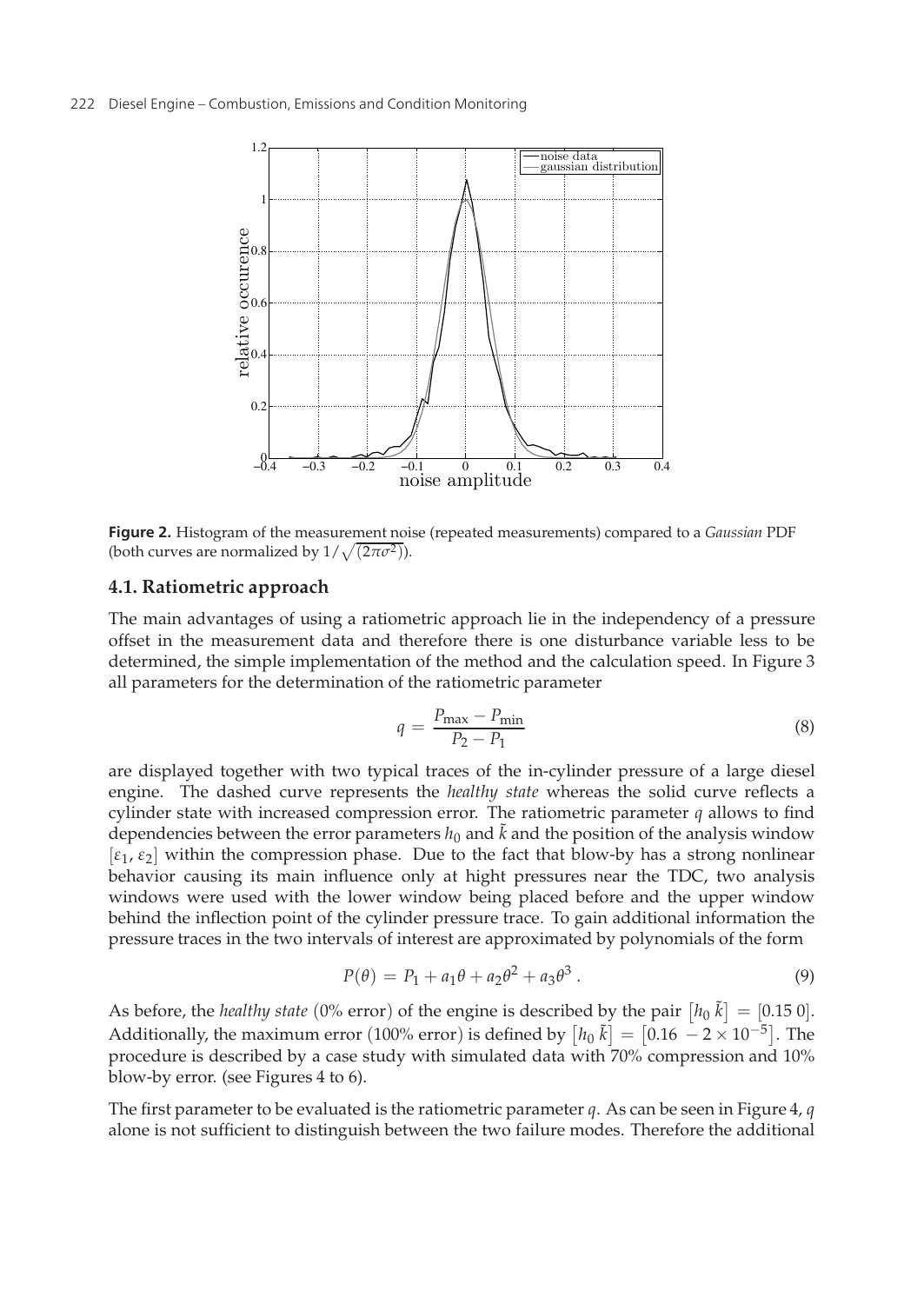**Figure 2.** Histogram of the measurement noise (repeated measurements) compared to a *Gaussian* PDF (both curves are normalized by $1/\sqrt{(2\pi\sigma^2)}$).

### 4.1. Ratiometric approach

The main advantages of using a ratiometric approach lie in the independency of a pressure offset in the measurement data and therefore there is one disturbance variable less to be determined, the simple implementation of the method and the calculation speed. In Figure 3 all parameters for the determination of the ratiometric parameter

$$q = \frac{P_{\max} - P_{\min}}{P_2 - P_1} \tag{8}$$

are displayed together with two typical traces of the in-cylinder pressure of a large diesel engine. The dashed curve represents the *healthy state* whereas the solid curve reflects a cylinder state with increased compression error. The ratiometric parameter $q$ allows to find dependencies between the error parameters $h_0$ and $\tilde{k}$ and the position of the analysis window $[\varepsilon_1, \varepsilon_2]$ within the compression phase. Due to the fact that blow-by has a strong nonlinear behavior causing its main influence only at hight pressures near the TDC, two analysis windows were used with the lower window being placed before and the upper window behind the inflection point of the cylinder pressure trace. To gain additional information the pressure traces in the two intervals of interest are approximated by polynomials of the form

$$P(\theta) = P_1 + a_1\theta + a_2\theta^2 + a_3\theta^3 \,. \tag{9}$$

As before, the *healthy state* (0% error) of the engine is described by the pair $\left[h_0 \; \tilde{k}\right] = [0.15\; 0]$. Additionally, the maximum error (100% error) is defined by $\left[h_0 \; \tilde{k}\right] = \left[0.16 \; -2 \times 10^{-5}\right]$. The procedure is described by a case study with simulated data with 70% compression and 10% blow-by error. (see Figures 4 to 6).

The first parameter to be evaluated is the ratiometric parameter $q$. As can be seen in Figure 4, $q$ alone is not sufficient to distinguish between the two failure modes. Therefore the additional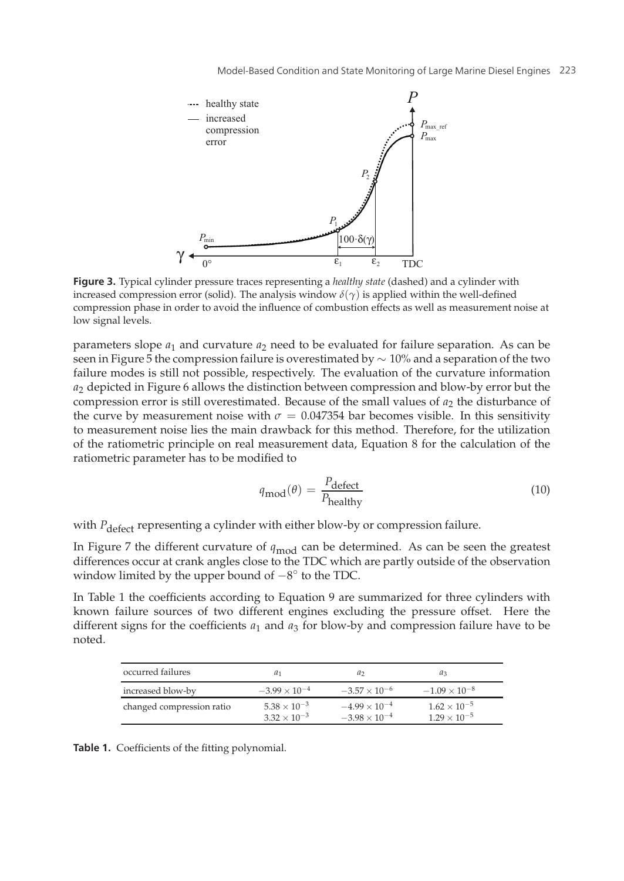**Figure 3.** Typical cylinder pressure traces representing a *healthy state* (dashed) and a cylinder with increased compression error (solid). The analysis window $\delta(\gamma)$ is applied within the well-defined compression phase in order to avoid the influence of combustion effects as well as measurement noise at low signal levels.

parameters slope $a_1$ and curvature $a_2$ need to be evaluated for failure separation. As can be seen in Figure 5 the compression failure is overestimated by $\sim 10\%$ and a separation of the two failure modes is still not possible, respectively. The evaluation of the curvature information $a_2$ depicted in Figure 6 allows the distinction between compression and blow-by error but the compression error is still overestimated. Because of the small values of $a_2$ the disturbance of the curve by measurement noise with $\sigma = 0.047354$ bar becomes visible. In this sensitivity to measurement noise lies the main drawback for this method. Therefore, for the utilization of the ratiometric principle on real measurement data, Equation 8 for the calculation of the ratiometric parameter has to be modified to

$$q_{\text{mod}}(\theta) = \frac{P_{\text{defect}}}{P_{\text{healthy}}} \tag{10}$$

with $P_{\text{defect}}$ representing a cylinder with either blow-by or compression failure.

In Figure 7 the different curvature of $q_{\text{mod}}$ can be determined. As can be seen the greatest differences occur at crank angles close to the TDC which are partly outside of the observation window limited by the upper bound of $-8^\circ$ to the TDC.

In Table 1 the coefficients according to Equation 9 are summarized for three cylinders with known failure sources of two different engines excluding the pressure offset. Here the different signs for the coefficients $a_1$ and $a_3$ for blow-by and compression failure have to be noted.

| occurred failures | $a_1$ | $a_2$ | $a_3$ |
|---|---|---|---|
| increased blow-by | $-3.99 \times 10^{-4}$ | $-3.57 \times 10^{-6}$ | $-1.09 \times 10^{-8}$ |
| changed compression ratio | $5.38 \times 10^{-3}$ | $-4.99 \times 10^{-4}$ | $1.62 \times 10^{-5}$ |
| | $3.32 \times 10^{-3}$ | $-3.98 \times 10^{-4}$ | $1.29 \times 10^{-5}$ |

**Table 1.** Coefficients of the fitting polynomial.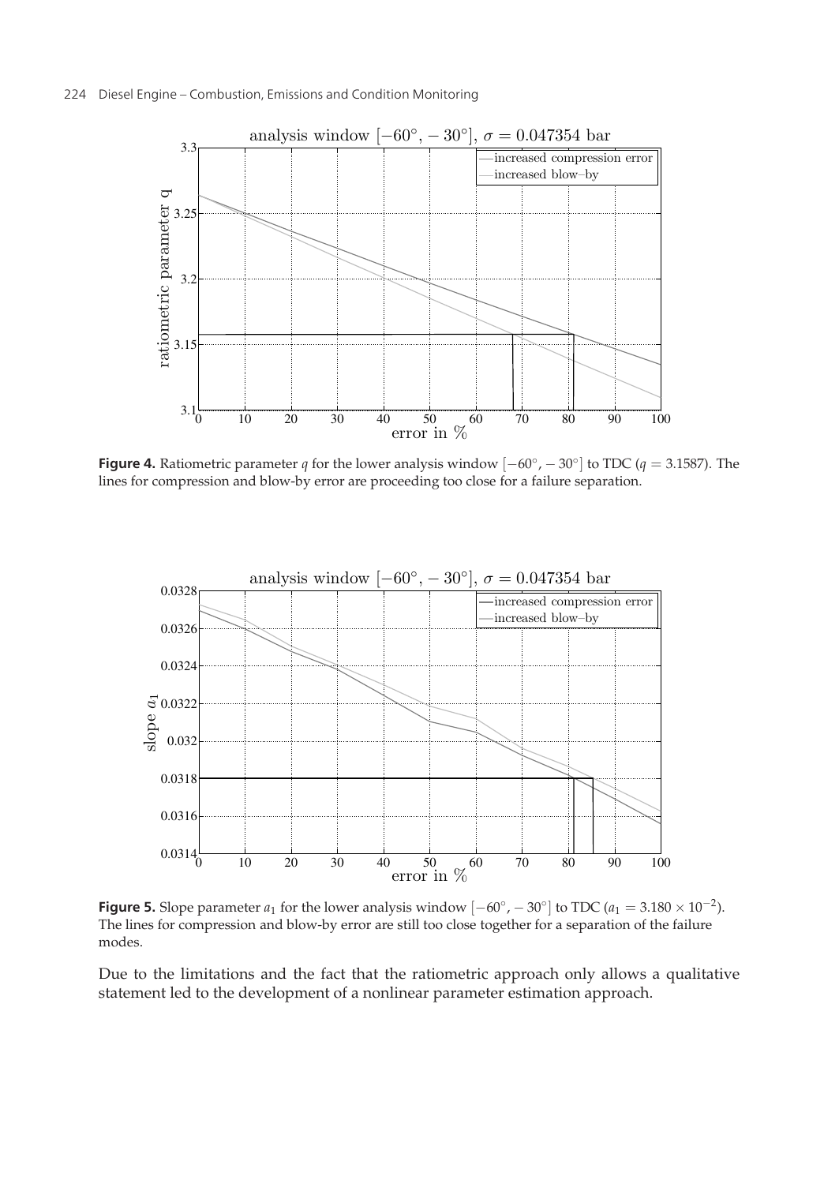**Figure 4.** Ratiometric parameter $q$ for the lower analysis window $[-60°, -30°]$ to TDC ($q = 3.1587$). The lines for compression and blow-by error are proceeding too close for a failure separation.

**Figure 5.** Slope parameter $a_1$ for the lower analysis window $[-60°, -30°]$ to TDC ($a_1 = 3.180 \times 10^{-2}$). The lines for compression and blow-by error are still too close together for a separation of the failure modes.

Due to the limitations and the fact that the ratiometric approach only allows a qualitative statement led to the development of a nonlinear parameter estimation approach.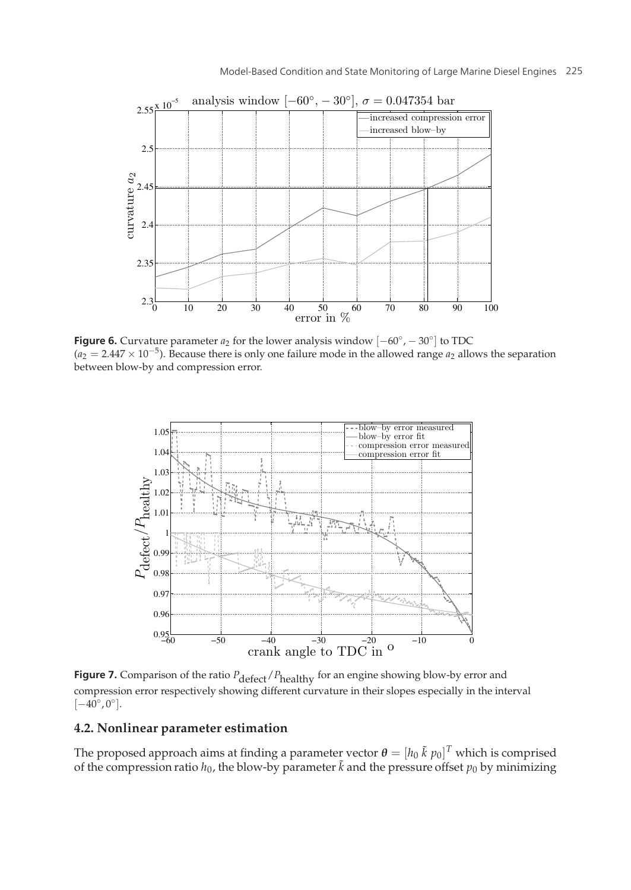**Figure 6.** Curvature parameter $a_2$ for the lower analysis window $[-60^\circ, -30^\circ]$ to TDC ($a_2 = 2.447 \times 10^{-5}$). Because there is only one failure mode in the allowed range $a_2$ allows the separation between blow-by and compression error.

**Figure 7.** Comparison of the ratio $P_{\text{defect}}/P_{\text{healthy}}$ for an engine showing blow-by error and compression error respectively showing different curvature in their slopes especially in the interval $[-40^\circ, 0^\circ]$.

### 4.2. Nonlinear parameter estimation

The proposed approach aims at finding a parameter vector $\boldsymbol{\theta} = [h_0\ \tilde{k}\ p_0]^T$ which is comprised of the compression ratio $h_0$, the blow-by parameter $\tilde{k}$ and the pressure offset $p_0$ by minimizing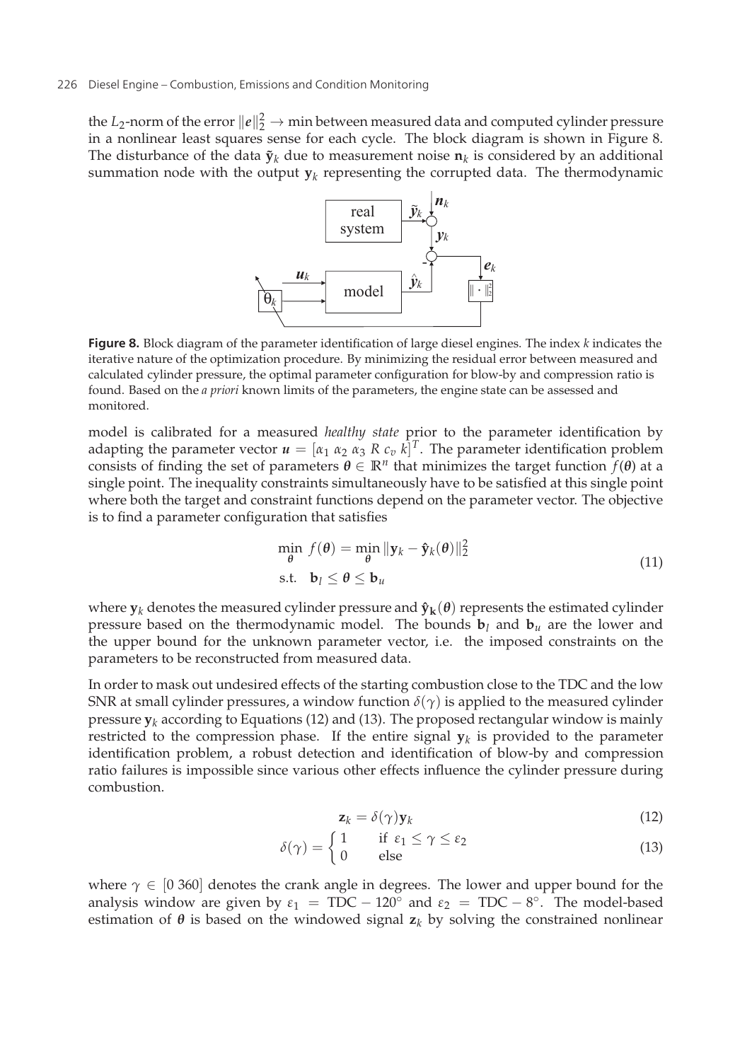the $L_2$-norm of the error $\|e\|_2^2 \rightarrow \min$ between measured data and computed cylinder pressure in a nonlinear least squares sense for each cycle. The block diagram is shown in Figure 8. The disturbance of the data $\tilde{\mathbf{y}}_k$ due to measurement noise $\mathbf{n}_k$ is considered by an additional summation node with the output $\mathbf{y}_k$ representing the corrupted data. The thermodynamic

**Figure 8.** Block diagram of the parameter identification of large diesel engines. The index $k$ indicates the iterative nature of the optimization procedure. By minimizing the residual error between measured and calculated cylinder pressure, the optimal parameter configuration for blow-by and compression ratio is found. Based on the *a priori* known limits of the parameters, the engine state can be assessed and monitored.

model is calibrated for a measured *healthy state* prior to the parameter identification by adapting the parameter vector $\boldsymbol{u} = [\alpha_1\ \alpha_2\ \alpha_3\ R\ c_v\ k]^T$. The parameter identification problem consists of finding the set of parameters $\boldsymbol{\theta} \in \mathbb{R}^n$ that minimizes the target function $f(\boldsymbol{\theta})$ at a single point. The inequality constraints simultaneously have to be satisfied at this single point where both the target and constraint functions depend on the parameter vector. The objective is to find a parameter configuration that satisfies

$$
\begin{aligned}
&\min_{\boldsymbol{\theta}}\ f(\boldsymbol{\theta}) = \min_{\boldsymbol{\theta}} \|\mathbf{y}_k - \hat{\mathbf{y}}_k(\boldsymbol{\theta})\|_2^2 \\
&\text{s.t.} \quad \mathbf{b}_l \leq \boldsymbol{\theta} \leq \mathbf{b}_u
\end{aligned}
\tag{11}
$$

where $\mathbf{y}_k$ denotes the measured cylinder pressure and $\hat{\mathbf{y}}_{\mathbf{k}}(\boldsymbol{\theta})$ represents the estimated cylinder pressure based on the thermodynamic model. The bounds $\mathbf{b}_l$ and $\mathbf{b}_u$ are the lower and the upper bound for the unknown parameter vector, i.e. the imposed constraints on the parameters to be reconstructed from measured data.

In order to mask out undesired effects of the starting combustion close to the TDC and the low SNR at small cylinder pressures, a window function $\delta(\gamma)$ is applied to the measured cylinder pressure $\mathbf{y}_k$ according to Equations (12) and (13). The proposed rectangular window is mainly restricted to the compression phase. If the entire signal $\mathbf{y}_k$ is provided to the parameter identification problem, a robust detection and identification of blow-by and compression ratio failures is impossible since various other effects influence the cylinder pressure during combustion.

$$
\mathbf{z}_k = \delta(\gamma)\mathbf{y}_k \tag{12}
$$

$$
\delta(\gamma) = \begin{cases} 1 & \text{if } \varepsilon_1 \leq \gamma \leq \varepsilon_2 \\ 0 & \text{else} \end{cases} \tag{13}
$$

where $\gamma \in [0\ 360]$ denotes the crank angle in degrees. The lower and upper bound for the analysis window are given by $\varepsilon_1 = \text{TDC} - 120^\circ$ and $\varepsilon_2 = \text{TDC} - 8^\circ$. The model-based estimation of $\boldsymbol{\theta}$ is based on the windowed signal $\mathbf{z}_k$ by solving the constrained nonlinear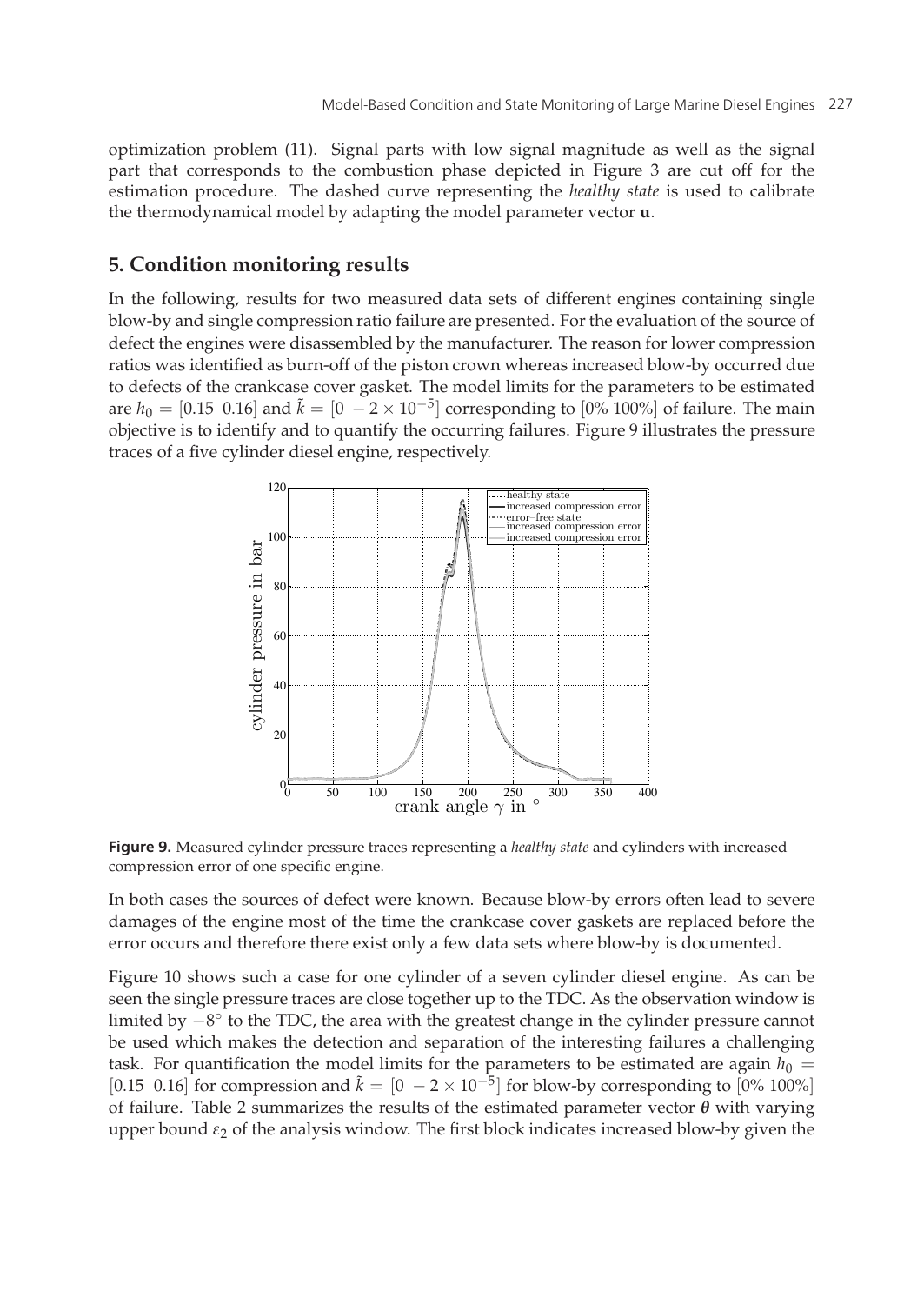optimization problem (11). Signal parts with low signal magnitude as well as the signal part that corresponds to the combustion phase depicted in Figure 3 are cut off for the estimation procedure. The dashed curve representing the *healthy state* is used to calibrate the thermodynamical model by adapting the model parameter vector **u**.

## 5. Condition monitoring results

In the following, results for two measured data sets of different engines containing single blow-by and single compression ratio failure are presented. For the evaluation of the source of defect the engines were disassembled by the manufacturer. The reason for lower compression ratios was identified as burn-off of the piston crown whereas increased blow-by occurred due to defects of the crankcase cover gasket. The model limits for the parameters to be estimated are $h_0 = [0.15 \;\; 0.16]$ and $\tilde{k} = [0 \;\; -2 \times 10^{-5}]$ corresponding to $[0\% \;\; 100\%]$ of failure. The main objective is to identify and to quantify the occurring failures. Figure 9 illustrates the pressure traces of a five cylinder diesel engine, respectively.

**Figure 9.** Measured cylinder pressure traces representing a *healthy state* and cylinders with increased compression error of one specific engine.

In both cases the sources of defect were known. Because blow-by errors often lead to severe damages of the engine most of the time the crankcase cover gaskets are replaced before the error occurs and therefore there exist only a few data sets where blow-by is documented.

Figure 10 shows such a case for one cylinder of a seven cylinder diesel engine. As can be seen the single pressure traces are close together up to the TDC. As the observation window is limited by $-8^\circ$ to the TDC, the area with the greatest change in the cylinder pressure cannot be used which makes the detection and separation of the interesting failures a challenging task. For quantification the model limits for the parameters to be estimated are again $h_0 = [0.15 \;\; 0.16]$ for compression and $\tilde{k} = [0 \;\; -2 \times 10^{-5}]$ for blow-by corresponding to $[0\% \;\; 100\%]$ of failure. Table 2 summarizes the results of the estimated parameter vector $\boldsymbol{\theta}$ with varying upper bound $\varepsilon_2$ of the analysis window. The first block indicates increased blow-by given the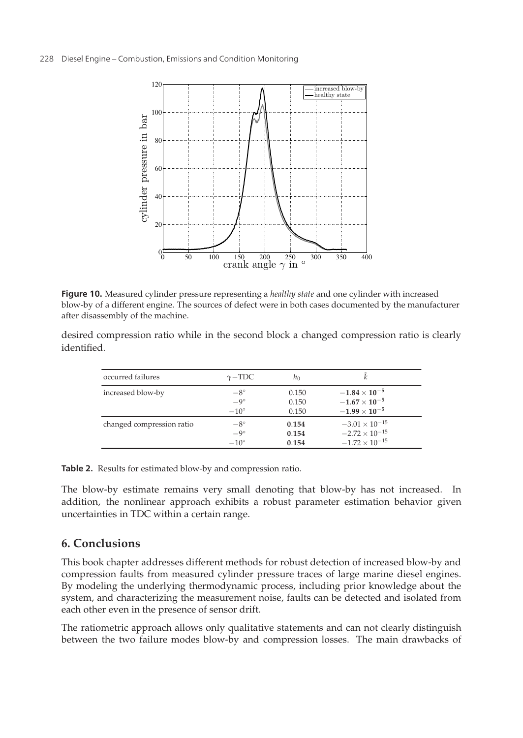**Figure 10.** Measured cylinder pressure representing a *healthy state* and one cylinder with increased blow-by of a different engine. The sources of defect were in both cases documented by the manufacturer after disassembly of the machine.

desired compression ratio while in the second block a changed compression ratio is clearly identified.

| occurred failures | $\gamma-$TDC | $h_0$ | $\tilde{k}$ |
|---|---|---|---|
| increased blow-by | $-8^\circ$ | 0.150 | $\mathbf{-1.84 \times 10^{-5}}$ |
| | $-9^\circ$ | 0.150 | $\mathbf{-1.67 \times 10^{-5}}$ |
| | $-10^\circ$ | 0.150 | $\mathbf{-1.99 \times 10^{-5}}$ |
| changed compression ratio | $-8^\circ$ | **0.154** | $-3.01 \times 10^{-15}$ |
| | $-9^\circ$ | **0.154** | $-2.72 \times 10^{-15}$ |
| | $-10^\circ$ | **0.154** | $-1.72 \times 10^{-15}$ |

**Table 2.** Results for estimated blow-by and compression ratio.

The blow-by estimate remains very small denoting that blow-by has not increased. In addition, the nonlinear approach exhibits a robust parameter estimation behavior given uncertainties in TDC within a certain range.

## 6. Conclusions

This book chapter addresses different methods for robust detection of increased blow-by and compression faults from measured cylinder pressure traces of large marine diesel engines. By modeling the underlying thermodynamic process, including prior knowledge about the system, and characterizing the measurement noise, faults can be detected and isolated from each other even in the presence of sensor drift.

The ratiometric approach allows only qualitative statements and can not clearly distinguish between the two failure modes blow-by and compression losses. The main drawbacks of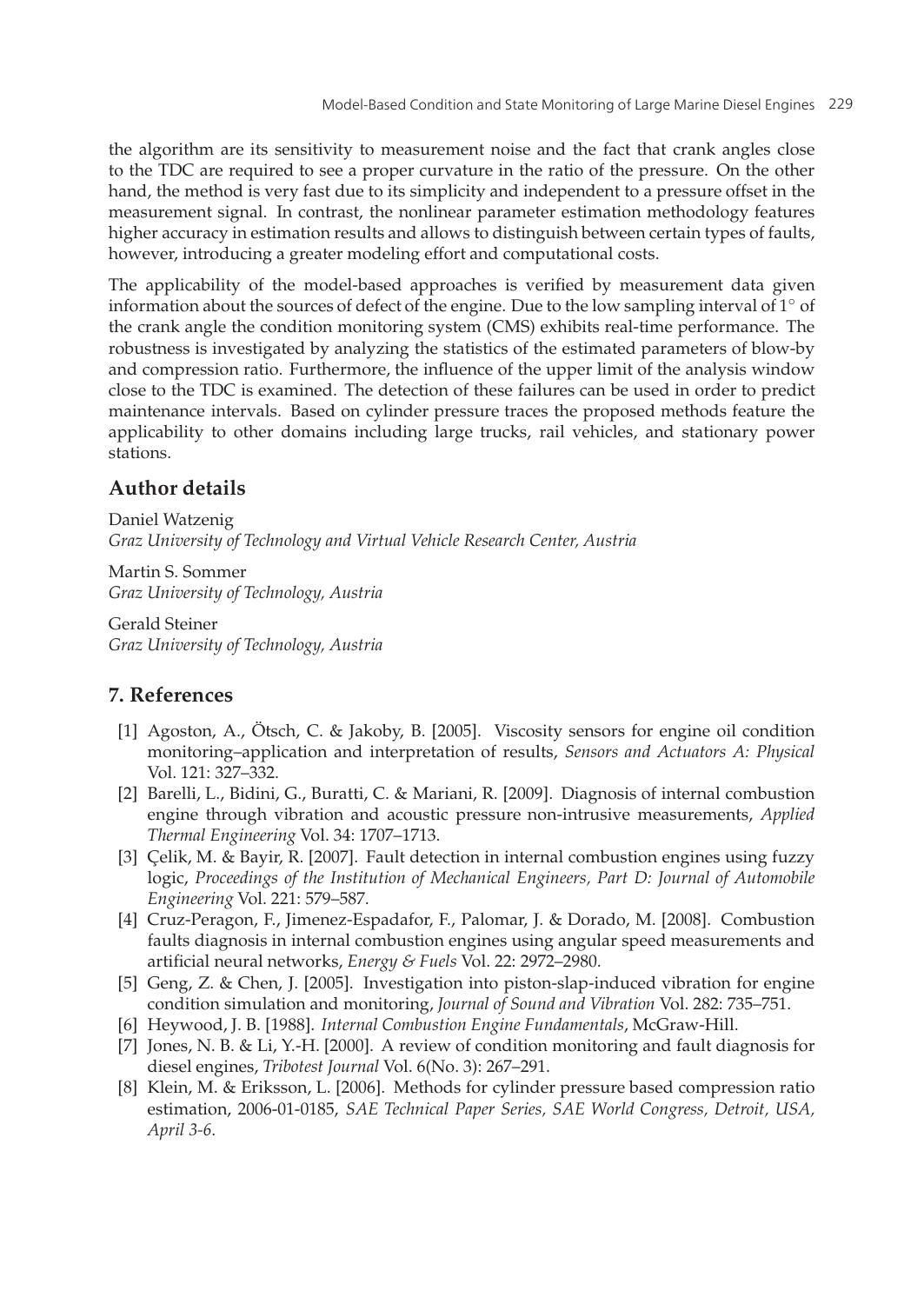the algorithm are its sensitivity to measurement noise and the fact that crank angles close to the TDC are required to see a proper curvature in the ratio of the pressure. On the other hand, the method is very fast due to its simplicity and independent to a pressure offset in the measurement signal. In contrast, the nonlinear parameter estimation methodology features higher accuracy in estimation results and allows to distinguish between certain types of faults, however, introducing a greater modeling effort and computational costs.

The applicability of the model-based approaches is verified by measurement data given information about the sources of defect of the engine. Due to the low sampling interval of $1^\circ$ of the crank angle the condition monitoring system (CMS) exhibits real-time performance. The robustness is investigated by analyzing the statistics of the estimated parameters of blow-by and compression ratio. Furthermore, the influence of the upper limit of the analysis window close to the TDC is examined. The detection of these failures can be used in order to predict maintenance intervals. Based on cylinder pressure traces the proposed methods feature the applicability to other domains including large trucks, rail vehicles, and stationary power stations.

## Author details

Daniel Watzenig
*Graz University of Technology and Virtual Vehicle Research Center, Austria*

Martin S. Sommer
*Graz University of Technology, Austria*

Gerald Steiner
*Graz University of Technology, Austria*

## 7. References

[1] Agoston, A., Ötsch, C. & Jakoby, B. [2005]. Viscosity sensors for engine oil condition monitoring–application and interpretation of results, *Sensors and Actuators A: Physical* Vol. 121: 327–332.

[2] Barelli, L., Bidini, G., Buratti, C. & Mariani, R. [2009]. Diagnosis of internal combustion engine through vibration and acoustic pressure non-intrusive measurements, *Applied Thermal Engineering* Vol. 34: 1707–1713.

[3] Çelik, M. & Bayir, R. [2007]. Fault detection in internal combustion engines using fuzzy logic, *Proceedings of the Institution of Mechanical Engineers, Part D: Journal of Automobile Engineering* Vol. 221: 579–587.

[4] Cruz-Peragon, F., Jimenez-Espadafor, F., Palomar, J. & Dorado, M. [2008]. Combustion faults diagnosis in internal combustion engines using angular speed measurements and artificial neural networks, *Energy & Fuels* Vol. 22: 2972–2980.

[5] Geng, Z. & Chen, J. [2005]. Investigation into piston-slap-induced vibration for engine condition simulation and monitoring, *Journal of Sound and Vibration* Vol. 282: 735–751.

[6] Heywood, J. B. [1988]. *Internal Combustion Engine Fundamentals*, McGraw-Hill.

[7] Jones, N. B. & Li, Y.-H. [2000]. A review of condition monitoring and fault diagnosis for diesel engines, *Tribotest Journal* Vol. 6(No. 3): 267–291.

[8] Klein, M. & Eriksson, L. [2006]. Methods for cylinder pressure based compression ratio estimation, 2006-01-0185, *SAE Technical Paper Series, SAE World Congress, Detroit, USA, April 3-6*.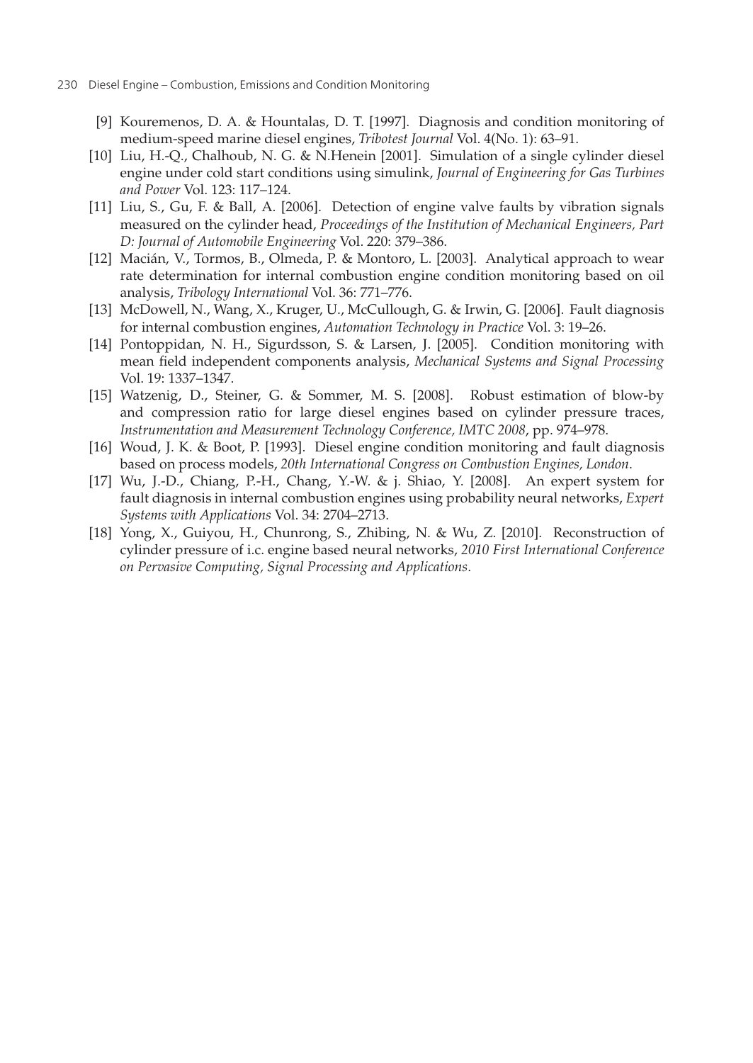[9] Kouremenos, D. A. & Hountalas, D. T. [1997]. Diagnosis and condition monitoring of medium-speed marine diesel engines, *Tribotest Journal* Vol. 4(No. 1): 63–91.

[10] Liu, H.-Q., Chalhoub, N. G. & N.Henein [2001]. Simulation of a single cylinder diesel engine under cold start conditions using simulink, *Journal of Engineering for Gas Turbines and Power* Vol. 123: 117–124.

[11] Liu, S., Gu, F. & Ball, A. [2006]. Detection of engine valve faults by vibration signals measured on the cylinder head, *Proceedings of the Institution of Mechanical Engineers, Part D: Journal of Automobile Engineering* Vol. 220: 379–386.

[12] Macián, V., Tormos, B., Olmeda, P. & Montoro, L. [2003]. Analytical approach to wear rate determination for internal combustion engine condition monitoring based on oil analysis, *Tribology International* Vol. 36: 771–776.

[13] McDowell, N., Wang, X., Kruger, U., McCullough, G. & Irwin, G. [2006]. Fault diagnosis for internal combustion engines, *Automation Technology in Practice* Vol. 3: 19–26.

[14] Pontoppidan, N. H., Sigurdsson, S. & Larsen, J. [2005]. Condition monitoring with mean field independent components analysis, *Mechanical Systems and Signal Processing* Vol. 19: 1337–1347.

[15] Watzenig, D., Steiner, G. & Sommer, M. S. [2008]. Robust estimation of blow-by and compression ratio for large diesel engines based on cylinder pressure traces, *Instrumentation and Measurement Technology Conference, IMTC 2008*, pp. 974–978.

[16] Woud, J. K. & Boot, P. [1993]. Diesel engine condition monitoring and fault diagnosis based on process models, *20th International Congress on Combustion Engines, London*.

[17] Wu, J.-D., Chiang, P.-H., Chang, Y.-W. & j. Shiao, Y. [2008]. An expert system for fault diagnosis in internal combustion engines using probability neural networks, *Expert Systems with Applications* Vol. 34: 2704–2713.

[18] Yong, X., Guiyou, H., Chunrong, S., Zhibing, N. & Wu, Z. [2010]. Reconstruction of cylinder pressure of i.c. engine based neural networks, *2010 First International Conference on Pervasive Computing, Signal Processing and Applications*.